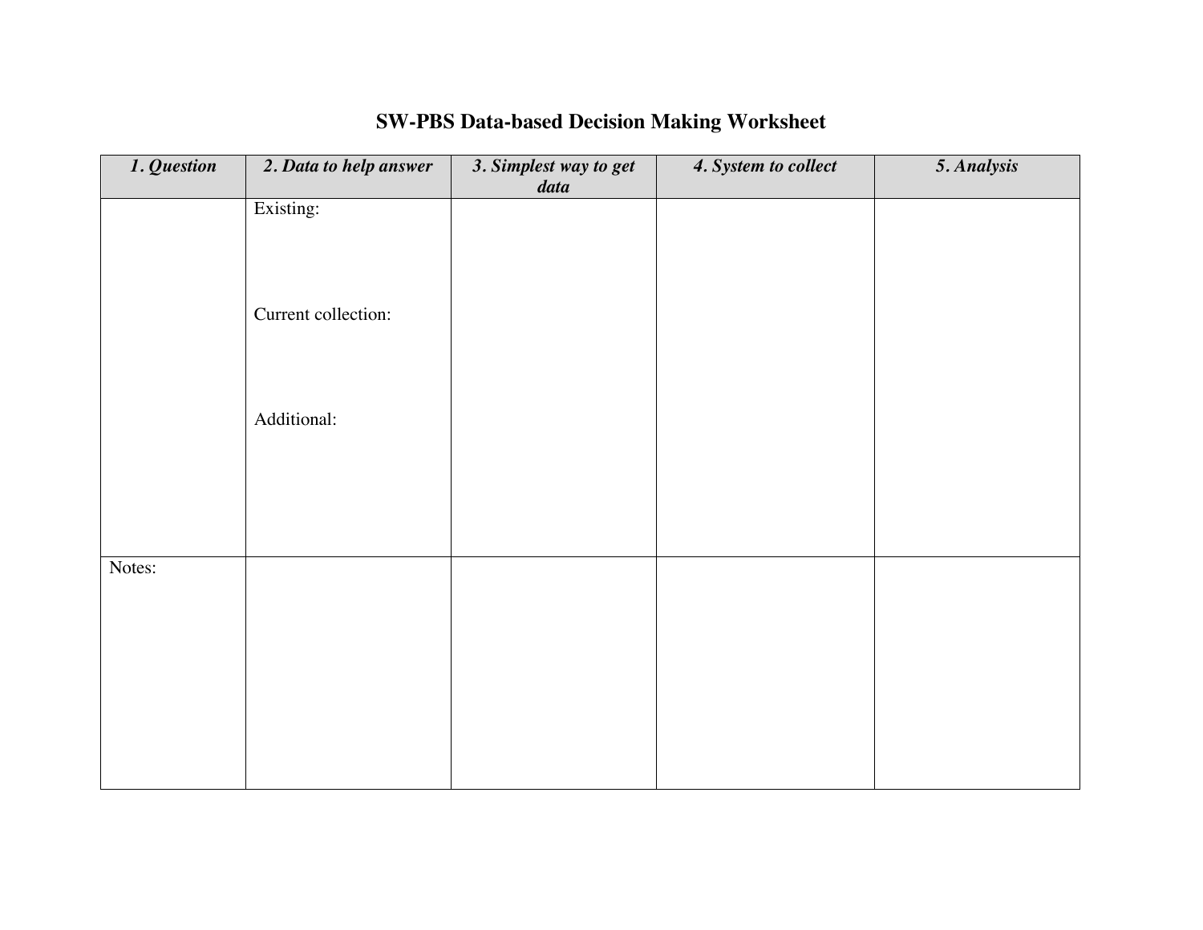# SW-PBS Data-based Decision Making Worksheet

| ***1. Question*** | ***2. Data to help answer*** | ***3. Simplest way to get data*** | ***4. System to collect*** | ***5. Analysis*** |
|---|---|---|---|---|
| | Existing:<br><br>Current collection:<br><br>Additional: | | | |
| Notes: | | | | |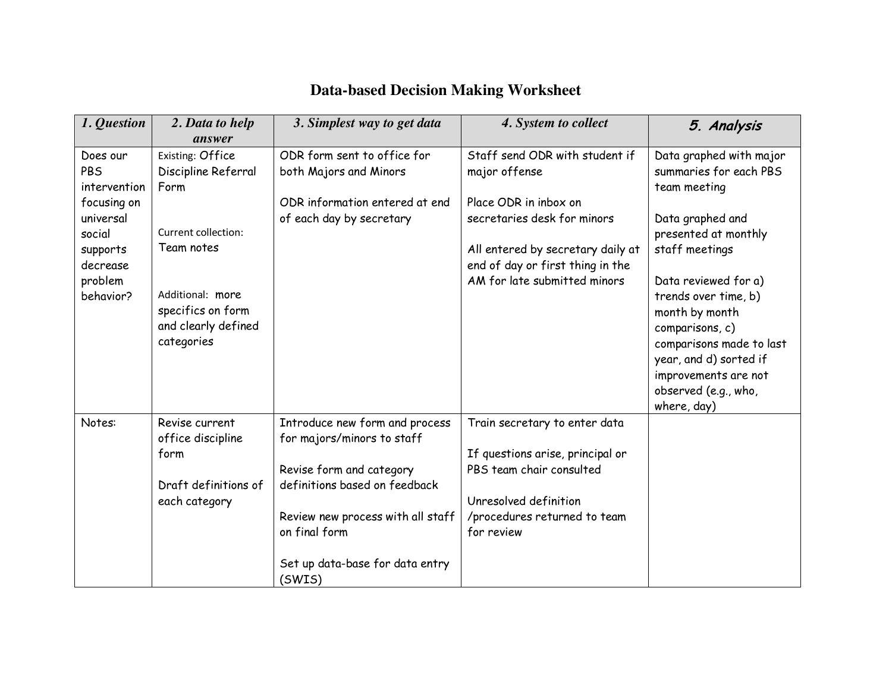# Data-based Decision Making Worksheet

| *1. Question* | *2. Data to help answer* | *3. Simplest way to get data* | *4. System to collect* | *5. Analysis* |
|---|---|---|---|---|
| Does our PBS intervention focusing on universal social supports decrease problem behavior? | Existing: Office Discipline Referral Form<br><br>Current collection: Team notes<br><br>Additional: more specifics on form and clearly defined categories | ODR form sent to office for both Majors and Minors<br><br>ODR information entered at end of each day by secretary | Staff send ODR with student if major offense<br><br>Place ODR in inbox on secretaries desk for minors<br><br>All entered by secretary daily at end of day or first thing in the AM for late submitted minors | Data graphed with major summaries for each PBS team meeting<br><br>Data graphed and presented at monthly staff meetings<br><br>Data reviewed for a) trends over time, b) month by month comparisons, c) comparisons made to last year, and d) sorted if improvements are not observed (e.g., who, where, day) |
| Notes: | Revise current office discipline form<br><br>Draft definitions of each category | Introduce new form and process for majors/minors to staff<br><br>Revise form and category definitions based on feedback<br><br>Review new process with all staff on final form<br><br>Set up data-base for data entry (SWIS) | Train secretary to enter data<br><br>If questions arise, principal or PBS team chair consulted<br><br>Unresolved definition /procedures returned to team for review | |